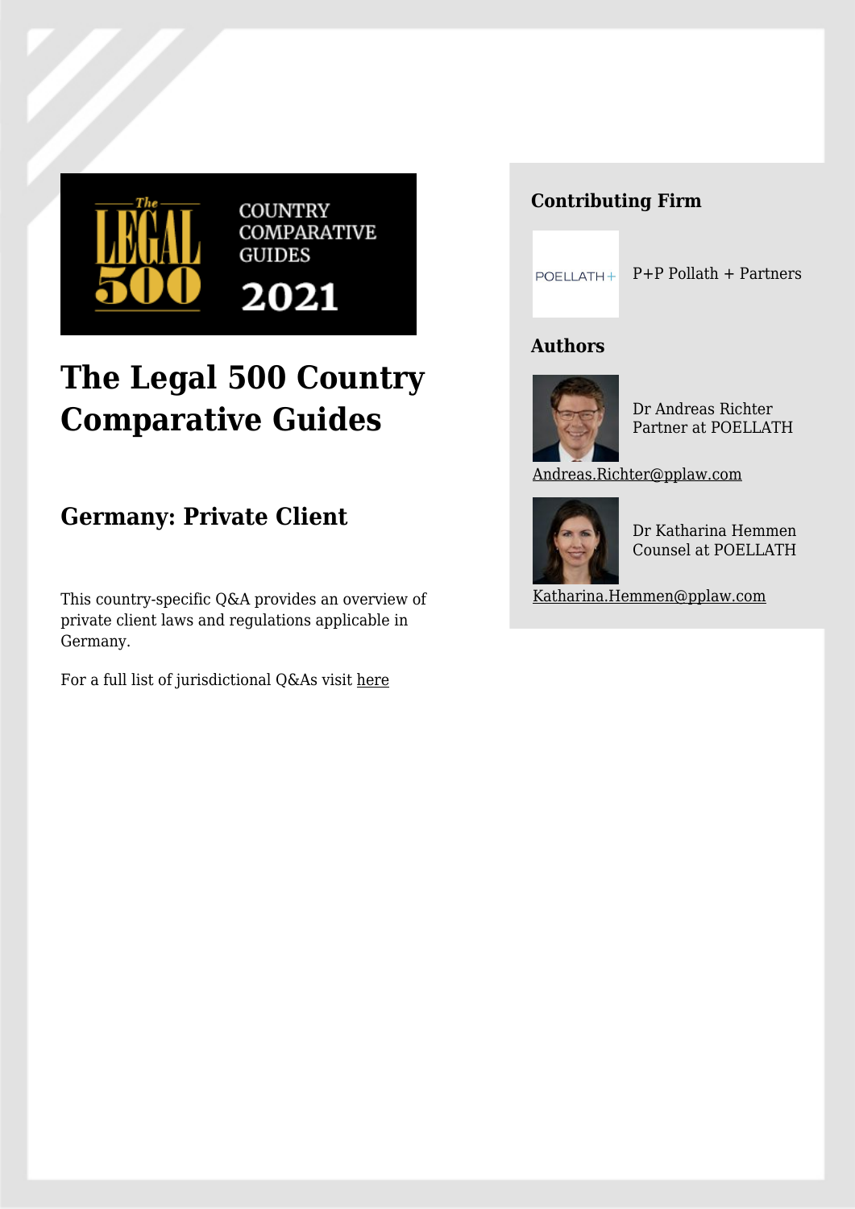# The Legal 500 Country Comparative Guides

## Germany: Private Client

This country-specific Q&A provides an overview of private client laws and regulations applicable in Germany.

For a full list of jurisdictional Q&As visit here

### Contributing Firm

P+P Pollath + Partners

### Authors

Dr Andreas Richter
Partner at POELLATH

Andreas.Richter@pplaw.com

Dr Katharina Hemmen
Counsel at POELLATH

Katharina.Hemmen@pplaw.com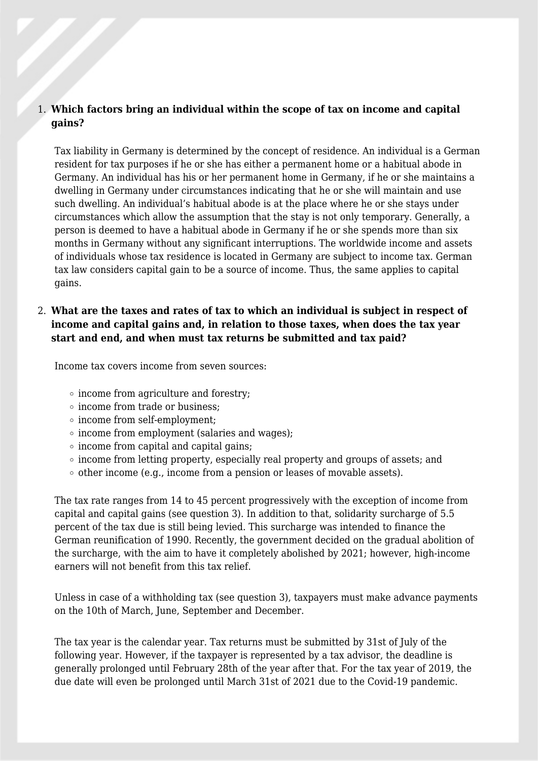1. **Which factors bring an individual within the scope of tax on income and capital gains?**

   Tax liability in Germany is determined by the concept of residence. An individual is a German resident for tax purposes if he or she has either a permanent home or a habitual abode in Germany. An individual has his or her permanent home in Germany, if he or she maintains a dwelling in Germany under circumstances indicating that he or she will maintain and use such dwelling. An individual's habitual abode is at the place where he or she stays under circumstances which allow the assumption that the stay is not only temporary. Generally, a person is deemed to have a habitual abode in Germany if he or she spends more than six months in Germany without any significant interruptions. The worldwide income and assets of individuals whose tax residence is located in Germany are subject to income tax. German tax law considers capital gain to be a source of income. Thus, the same applies to capital gains.

2. **What are the taxes and rates of tax to which an individual is subject in respect of income and capital gains and, in relation to those taxes, when does the tax year start and end, and when must tax returns be submitted and tax paid?**

   Income tax covers income from seven sources:

   - income from agriculture and forestry;
   - income from trade or business;
   - income from self-employment;
   - income from employment (salaries and wages);
   - income from capital and capital gains;
   - income from letting property, especially real property and groups of assets; and
   - other income (e.g., income from a pension or leases of movable assets).

   The tax rate ranges from 14 to 45 percent progressively with the exception of income from capital and capital gains (see question 3). In addition to that, solidarity surcharge of 5.5 percent of the tax due is still being levied. This surcharge was intended to finance the German reunification of 1990. Recently, the government decided on the gradual abolition of the surcharge, with the aim to have it completely abolished by 2021; however, high-income earners will not benefit from this tax relief.

   Unless in case of a withholding tax (see question 3), taxpayers must make advance payments on the 10th of March, June, September and December.

   The tax year is the calendar year. Tax returns must be submitted by 31st of July of the following year. However, if the taxpayer is represented by a tax advisor, the deadline is generally prolonged until February 28th of the year after that. For the tax year of 2019, the due date will even be prolonged until March 31st of 2021 due to the Covid-19 pandemic.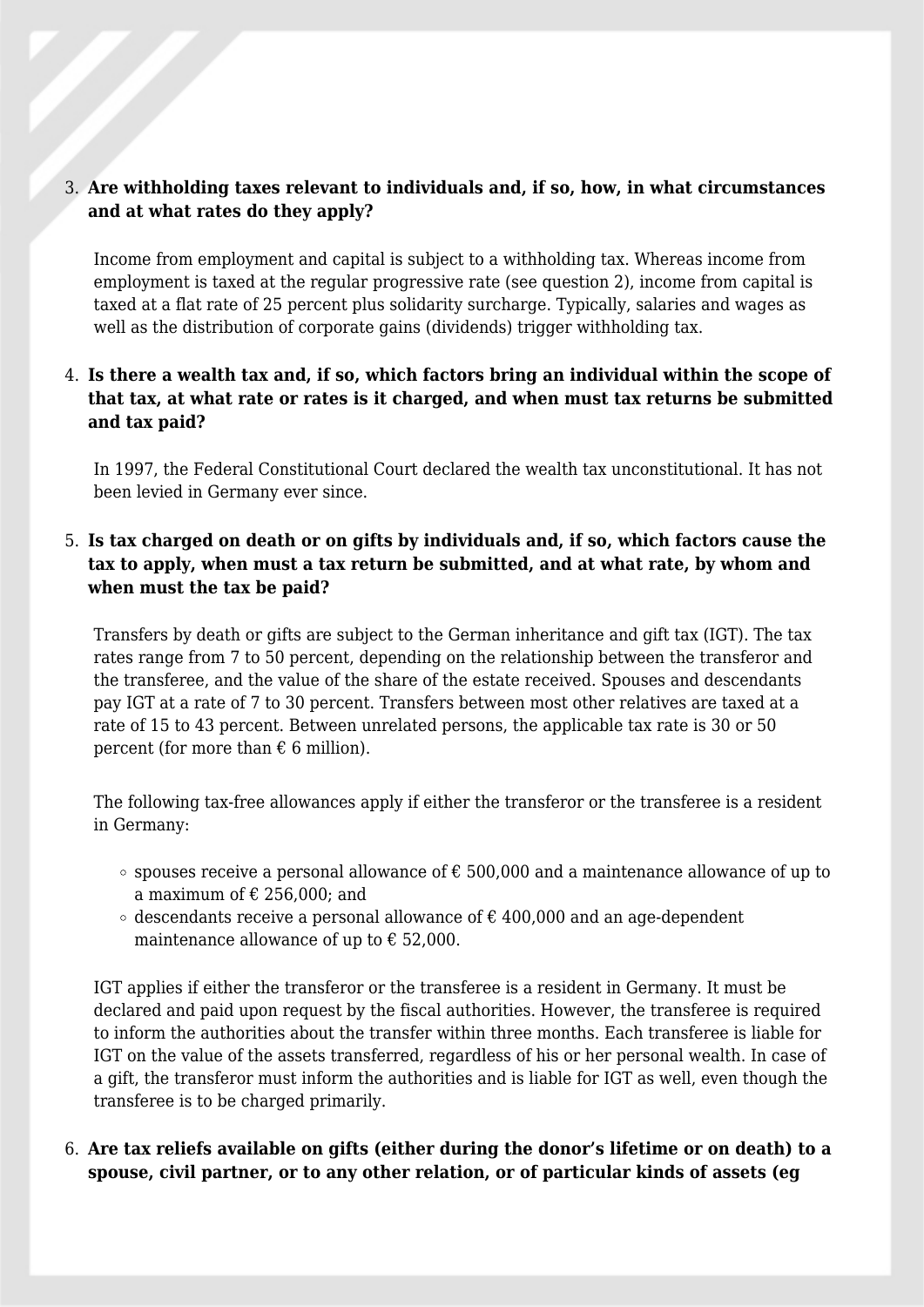3. **Are withholding taxes relevant to individuals and, if so, how, in what circumstances and at what rates do they apply?**

   Income from employment and capital is subject to a withholding tax. Whereas income from employment is taxed at the regular progressive rate (see question 2), income from capital is taxed at a flat rate of 25 percent plus solidarity surcharge. Typically, salaries and wages as well as the distribution of corporate gains (dividends) trigger withholding tax.

4. **Is there a wealth tax and, if so, which factors bring an individual within the scope of that tax, at what rate or rates is it charged, and when must tax returns be submitted and tax paid?**

   In 1997, the Federal Constitutional Court declared the wealth tax unconstitutional. It has not been levied in Germany ever since.

5. **Is tax charged on death or on gifts by individuals and, if so, which factors cause the tax to apply, when must a tax return be submitted, and at what rate, by whom and when must the tax be paid?**

   Transfers by death or gifts are subject to the German inheritance and gift tax (IGT). The tax rates range from 7 to 50 percent, depending on the relationship between the transferor and the transferee, and the value of the share of the estate received. Spouses and descendants pay IGT at a rate of 7 to 30 percent. Transfers between most other relatives are taxed at a rate of 15 to 43 percent. Between unrelated persons, the applicable tax rate is 30 or 50 percent (for more than € 6 million).

   The following tax-free allowances apply if either the transferor or the transferee is a resident in Germany:

   - spouses receive a personal allowance of € 500,000 and a maintenance allowance of up to a maximum of € 256,000; and
   - descendants receive a personal allowance of € 400,000 and an age-dependent maintenance allowance of up to € 52,000.

   IGT applies if either the transferor or the transferee is a resident in Germany. It must be declared and paid upon request by the fiscal authorities. However, the transferee is required to inform the authorities about the transfer within three months. Each transferee is liable for IGT on the value of the assets transferred, regardless of his or her personal wealth. In case of a gift, the transferor must inform the authorities and is liable for IGT as well, even though the transferee is to be charged primarily.

6. **Are tax reliefs available on gifts (either during the donor's lifetime or on death) to a spouse, civil partner, or to any other relation, or of particular kinds of assets (eg**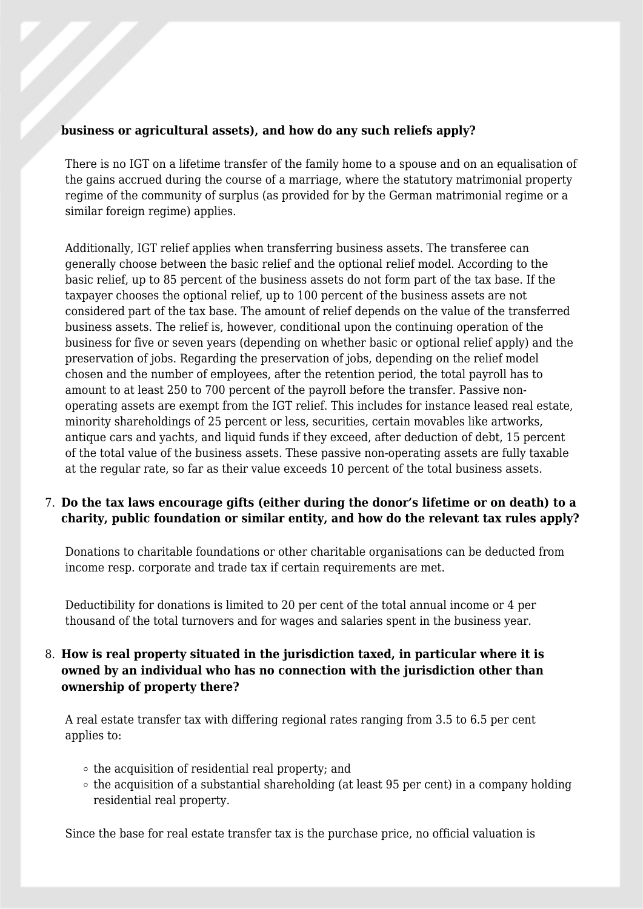**business or agricultural assets), and how do any such reliefs apply?**

There is no IGT on a lifetime transfer of the family home to a spouse and on an equalisation of the gains accrued during the course of a marriage, where the statutory matrimonial property regime of the community of surplus (as provided for by the German matrimonial regime or a similar foreign regime) applies.

Additionally, IGT relief applies when transferring business assets. The transferee can generally choose between the basic relief and the optional relief model. According to the basic relief, up to 85 percent of the business assets do not form part of the tax base. If the taxpayer chooses the optional relief, up to 100 percent of the business assets are not considered part of the tax base. The amount of relief depends on the value of the transferred business assets. The relief is, however, conditional upon the continuing operation of the business for five or seven years (depending on whether basic or optional relief apply) and the preservation of jobs. Regarding the preservation of jobs, depending on the relief model chosen and the number of employees, after the retention period, the total payroll has to amount to at least 250 to 700 percent of the payroll before the transfer. Passive non-operating assets are exempt from the IGT relief. This includes for instance leased real estate, minority shareholdings of 25 percent or less, securities, certain movables like artworks, antique cars and yachts, and liquid funds if they exceed, after deduction of debt, 15 percent of the total value of the business assets. These passive non-operating assets are fully taxable at the regular rate, so far as their value exceeds 10 percent of the total business assets.

7. **Do the tax laws encourage gifts (either during the donor's lifetime or on death) to a charity, public foundation or similar entity, and how do the relevant tax rules apply?**

Donations to charitable foundations or other charitable organisations can be deducted from income resp. corporate and trade tax if certain requirements are met.

Deductibility for donations is limited to 20 per cent of the total annual income or 4 per thousand of the total turnovers and for wages and salaries spent in the business year.

8. **How is real property situated in the jurisdiction taxed, in particular where it is owned by an individual who has no connection with the jurisdiction other than ownership of property there?**

A real estate transfer tax with differing regional rates ranging from 3.5 to 6.5 per cent applies to:

- the acquisition of residential real property; and
- the acquisition of a substantial shareholding (at least 95 per cent) in a company holding residential real property.

Since the base for real estate transfer tax is the purchase price, no official valuation is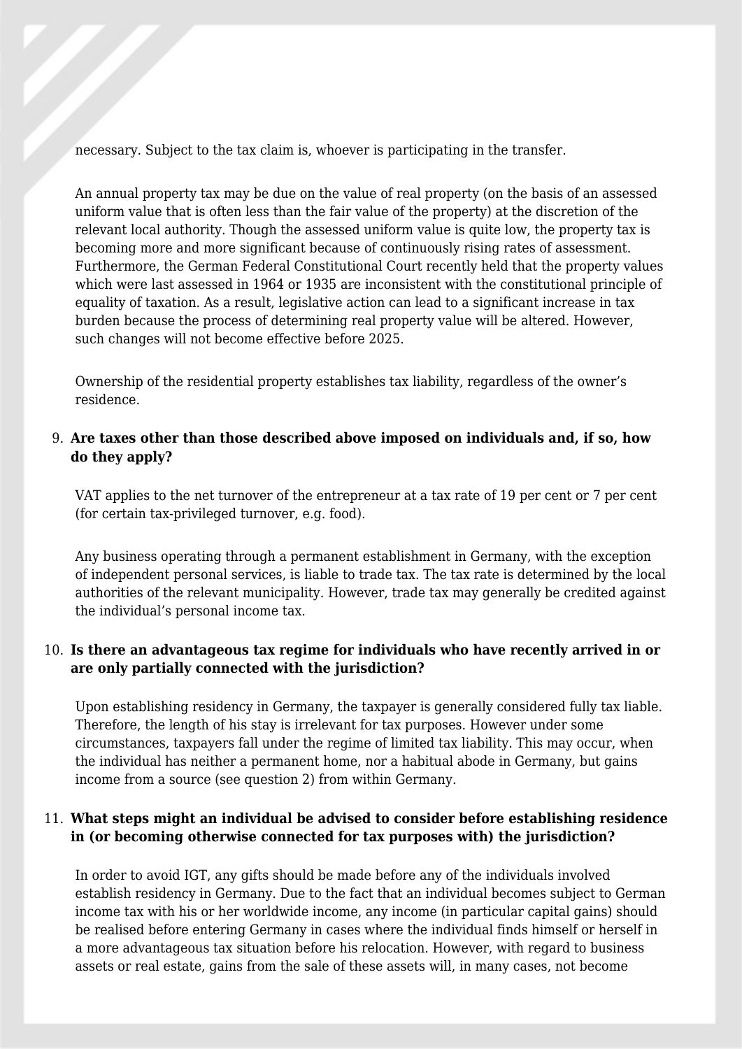necessary. Subject to the tax claim is, whoever is participating in the transfer.

An annual property tax may be due on the value of real property (on the basis of an assessed uniform value that is often less than the fair value of the property) at the discretion of the relevant local authority. Though the assessed uniform value is quite low, the property tax is becoming more and more significant because of continuously rising rates of assessment. Furthermore, the German Federal Constitutional Court recently held that the property values which were last assessed in 1964 or 1935 are inconsistent with the constitutional principle of equality of taxation. As a result, legislative action can lead to a significant increase in tax burden because the process of determining real property value will be altered. However, such changes will not become effective before 2025.

Ownership of the residential property establishes tax liability, regardless of the owner's residence.

9. **Are taxes other than those described above imposed on individuals and, if so, how do they apply?**

   VAT applies to the net turnover of the entrepreneur at a tax rate of 19 per cent or 7 per cent (for certain tax-privileged turnover, e.g. food).

   Any business operating through a permanent establishment in Germany, with the exception of independent personal services, is liable to trade tax. The tax rate is determined by the local authorities of the relevant municipality. However, trade tax may generally be credited against the individual's personal income tax.

10. **Is there an advantageous tax regime for individuals who have recently arrived in or are only partially connected with the jurisdiction?**

    Upon establishing residency in Germany, the taxpayer is generally considered fully tax liable. Therefore, the length of his stay is irrelevant for tax purposes. However under some circumstances, taxpayers fall under the regime of limited tax liability. This may occur, when the individual has neither a permanent home, nor a habitual abode in Germany, but gains income from a source (see question 2) from within Germany.

11. **What steps might an individual be advised to consider before establishing residence in (or becoming otherwise connected for tax purposes with) the jurisdiction?**

    In order to avoid IGT, any gifts should be made before any of the individuals involved establish residency in Germany. Due to the fact that an individual becomes subject to German income tax with his or her worldwide income, any income (in particular capital gains) should be realised before entering Germany in cases where the individual finds himself or herself in a more advantageous tax situation before his relocation. However, with regard to business assets or real estate, gains from the sale of these assets will, in many cases, not become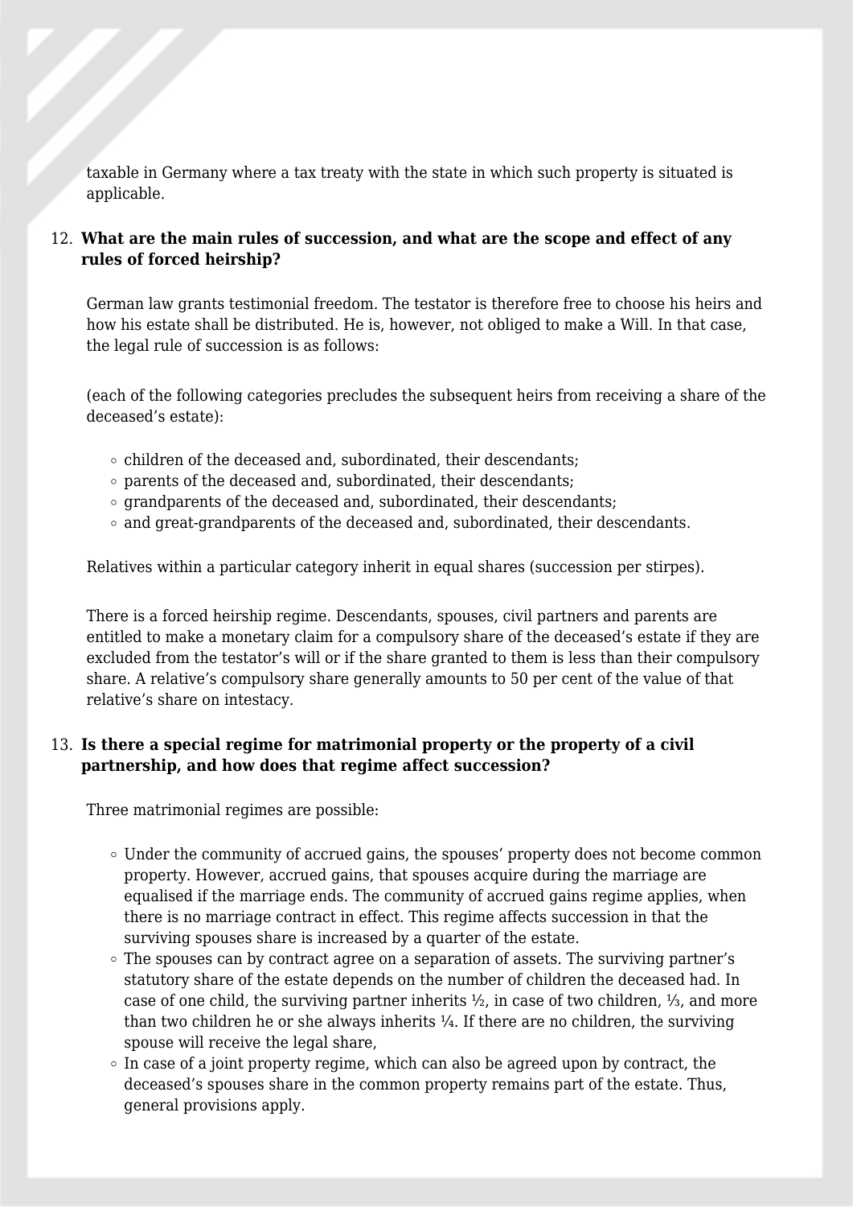taxable in Germany where a tax treaty with the state in which such property is situated is applicable.

12. **What are the main rules of succession, and what are the scope and effect of any rules of forced heirship?**

German law grants testimonial freedom. The testator is therefore free to choose his heirs and how his estate shall be distributed. He is, however, not obliged to make a Will. In that case, the legal rule of succession is as follows:

(each of the following categories precludes the subsequent heirs from receiving a share of the deceased's estate):

- children of the deceased and, subordinated, their descendants;
- parents of the deceased and, subordinated, their descendants;
- grandparents of the deceased and, subordinated, their descendants;
- and great-grandparents of the deceased and, subordinated, their descendants.

Relatives within a particular category inherit in equal shares (succession per stirpes).

There is a forced heirship regime. Descendants, spouses, civil partners and parents are entitled to make a monetary claim for a compulsory share of the deceased's estate if they are excluded from the testator's will or if the share granted to them is less than their compulsory share. A relative's compulsory share generally amounts to 50 per cent of the value of that relative's share on intestacy.

13. **Is there a special regime for matrimonial property or the property of a civil partnership, and how does that regime affect succession?**

Three matrimonial regimes are possible:

- Under the community of accrued gains, the spouses' property does not become common property. However, accrued gains, that spouses acquire during the marriage are equalised if the marriage ends. The community of accrued gains regime applies, when there is no marriage contract in effect. This regime affects succession in that the surviving spouses share is increased by a quarter of the estate.
- The spouses can by contract agree on a separation of assets. The surviving partner's statutory share of the estate depends on the number of children the deceased had. In case of one child, the surviving partner inherits ½, in case of two children, ⅓, and more than two children he or she always inherits ¼. If there are no children, the surviving spouse will receive the legal share,
- In case of a joint property regime, which can also be agreed upon by contract, the deceased's spouses share in the common property remains part of the estate. Thus, general provisions apply.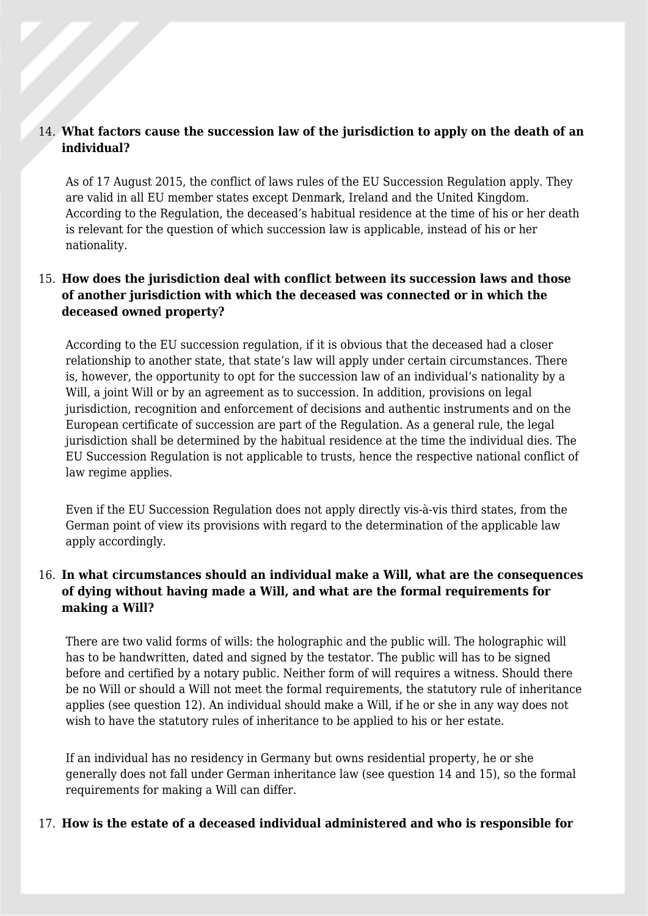14. **What factors cause the succession law of the jurisdiction to apply on the death of an individual?**

    As of 17 August 2015, the conflict of laws rules of the EU Succession Regulation apply. They are valid in all EU member states except Denmark, Ireland and the United Kingdom. According to the Regulation, the deceased's habitual residence at the time of his or her death is relevant for the question of which succession law is applicable, instead of his or her nationality.

15. **How does the jurisdiction deal with conflict between its succession laws and those of another jurisdiction with which the deceased was connected or in which the deceased owned property?**

    According to the EU succession regulation, if it is obvious that the deceased had a closer relationship to another state, that state's law will apply under certain circumstances. There is, however, the opportunity to opt for the succession law of an individual's nationality by a Will, a joint Will or by an agreement as to succession. In addition, provisions on legal jurisdiction, recognition and enforcement of decisions and authentic instruments and on the European certificate of succession are part of the Regulation. As a general rule, the legal jurisdiction shall be determined by the habitual residence at the time the individual dies. The EU Succession Regulation is not applicable to trusts, hence the respective national conflict of law regime applies.

    Even if the EU Succession Regulation does not apply directly vis-à-vis third states, from the German point of view its provisions with regard to the determination of the applicable law apply accordingly.

16. **In what circumstances should an individual make a Will, what are the consequences of dying without having made a Will, and what are the formal requirements for making a Will?**

    There are two valid forms of wills: the holographic and the public will. The holographic will has to be handwritten, dated and signed by the testator. The public will has to be signed before and certified by a notary public. Neither form of will requires a witness. Should there be no Will or should a Will not meet the formal requirements, the statutory rule of inheritance applies (see question 12). An individual should make a Will, if he or she in any way does not wish to have the statutory rules of inheritance to be applied to his or her estate.

    If an individual has no residency in Germany but owns residential property, he or she generally does not fall under German inheritance law (see question 14 and 15), so the formal requirements for making a Will can differ.

17. **How is the estate of a deceased individual administered and who is responsible for**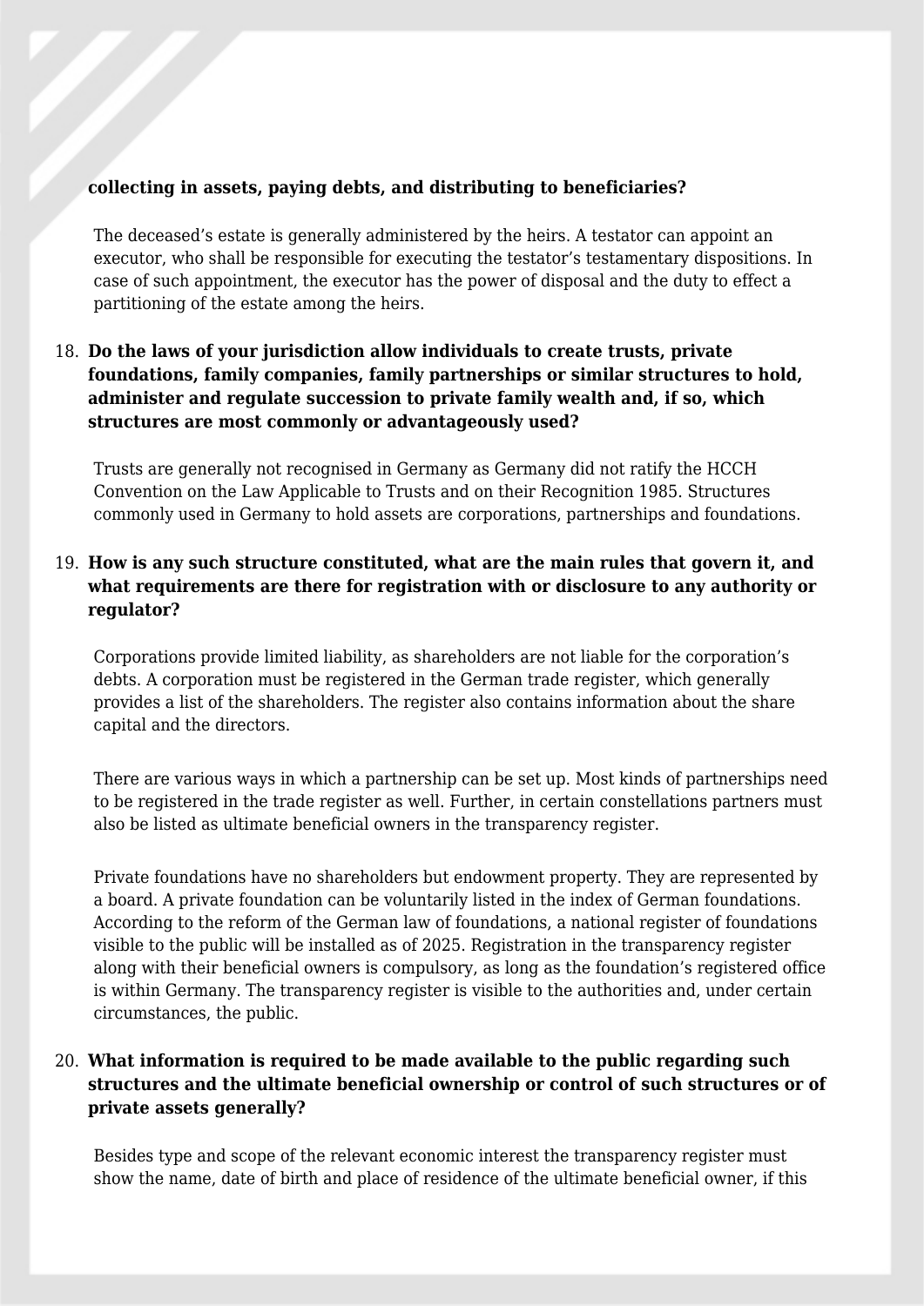**collecting in assets, paying debts, and distributing to beneficiaries?**

The deceased's estate is generally administered by the heirs. A testator can appoint an executor, who shall be responsible for executing the testator's testamentary dispositions. In case of such appointment, the executor has the power of disposal and the duty to effect a partitioning of the estate among the heirs.

18. **Do the laws of your jurisdiction allow individuals to create trusts, private foundations, family companies, family partnerships or similar structures to hold, administer and regulate succession to private family wealth and, if so, which structures are most commonly or advantageously used?**

Trusts are generally not recognised in Germany as Germany did not ratify the HCCH Convention on the Law Applicable to Trusts and on their Recognition 1985. Structures commonly used in Germany to hold assets are corporations, partnerships and foundations.

19. **How is any such structure constituted, what are the main rules that govern it, and what requirements are there for registration with or disclosure to any authority or regulator?**

Corporations provide limited liability, as shareholders are not liable for the corporation's debts. A corporation must be registered in the German trade register, which generally provides a list of the shareholders. The register also contains information about the share capital and the directors.

There are various ways in which a partnership can be set up. Most kinds of partnerships need to be registered in the trade register as well. Further, in certain constellations partners must also be listed as ultimate beneficial owners in the transparency register.

Private foundations have no shareholders but endowment property. They are represented by a board. A private foundation can be voluntarily listed in the index of German foundations. According to the reform of the German law of foundations, a national register of foundations visible to the public will be installed as of 2025. Registration in the transparency register along with their beneficial owners is compulsory, as long as the foundation's registered office is within Germany. The transparency register is visible to the authorities and, under certain circumstances, the public.

20. **What information is required to be made available to the public regarding such structures and the ultimate beneficial ownership or control of such structures or of private assets generally?**

Besides type and scope of the relevant economic interest the transparency register must show the name, date of birth and place of residence of the ultimate beneficial owner, if this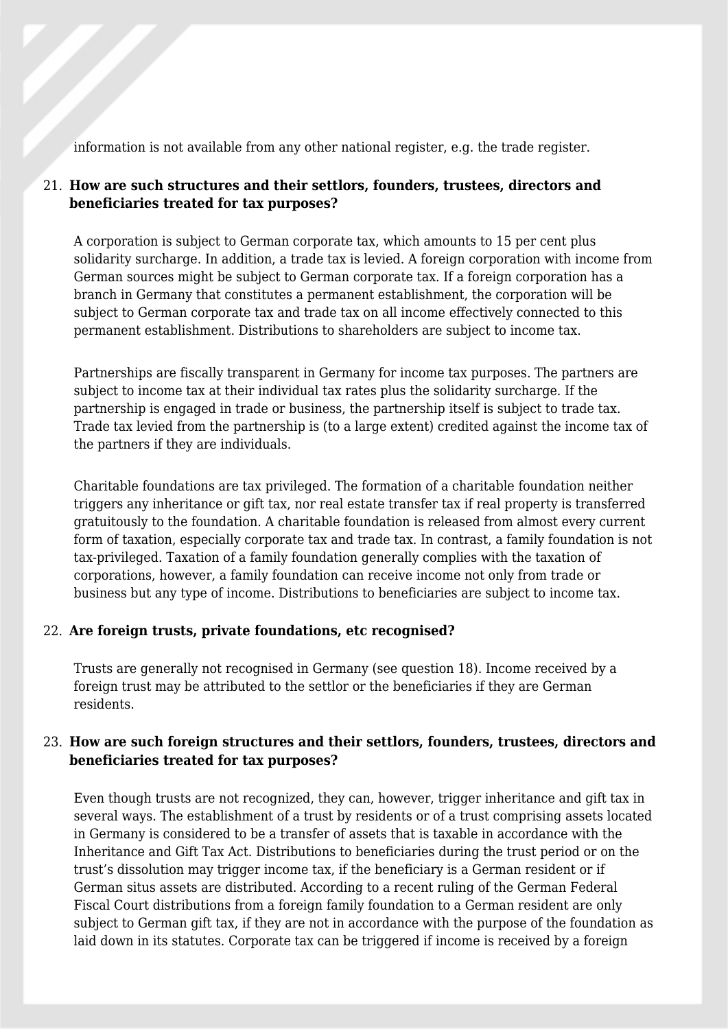information is not available from any other national register, e.g. the trade register.

21. **How are such structures and their settlors, founders, trustees, directors and beneficiaries treated for tax purposes?**

A corporation is subject to German corporate tax, which amounts to 15 per cent plus solidarity surcharge. In addition, a trade tax is levied. A foreign corporation with income from German sources might be subject to German corporate tax. If a foreign corporation has a branch in Germany that constitutes a permanent establishment, the corporation will be subject to German corporate tax and trade tax on all income effectively connected to this permanent establishment. Distributions to shareholders are subject to income tax.

Partnerships are fiscally transparent in Germany for income tax purposes. The partners are subject to income tax at their individual tax rates plus the solidarity surcharge. If the partnership is engaged in trade or business, the partnership itself is subject to trade tax. Trade tax levied from the partnership is (to a large extent) credited against the income tax of the partners if they are individuals.

Charitable foundations are tax privileged. The formation of a charitable foundation neither triggers any inheritance or gift tax, nor real estate transfer tax if real property is transferred gratuitously to the foundation. A charitable foundation is released from almost every current form of taxation, especially corporate tax and trade tax. In contrast, a family foundation is not tax-privileged. Taxation of a family foundation generally complies with the taxation of corporations, however, a family foundation can receive income not only from trade or business but any type of income. Distributions to beneficiaries are subject to income tax.

22. **Are foreign trusts, private foundations, etc recognised?**

Trusts are generally not recognised in Germany (see question 18). Income received by a foreign trust may be attributed to the settlor or the beneficiaries if they are German residents.

23. **How are such foreign structures and their settlors, founders, trustees, directors and beneficiaries treated for tax purposes?**

Even though trusts are not recognized, they can, however, trigger inheritance and gift tax in several ways. The establishment of a trust by residents or of a trust comprising assets located in Germany is considered to be a transfer of assets that is taxable in accordance with the Inheritance and Gift Tax Act. Distributions to beneficiaries during the trust period or on the trust's dissolution may trigger income tax, if the beneficiary is a German resident or if German situs assets are distributed. According to a recent ruling of the German Federal Fiscal Court distributions from a foreign family foundation to a German resident are only subject to German gift tax, if they are not in accordance with the purpose of the foundation as laid down in its statutes. Corporate tax can be triggered if income is received by a foreign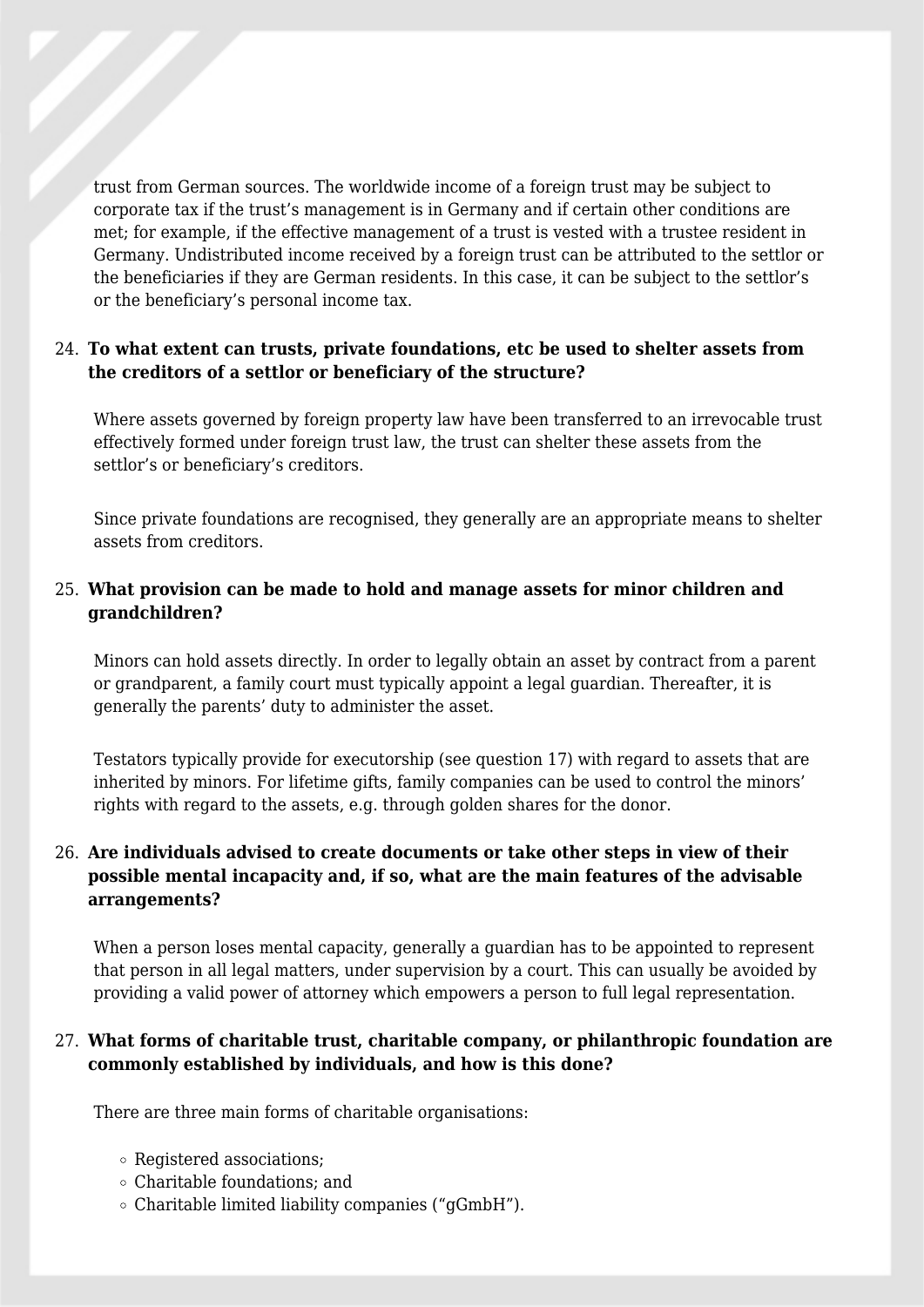trust from German sources. The worldwide income of a foreign trust may be subject to corporate tax if the trust's management is in Germany and if certain other conditions are met; for example, if the effective management of a trust is vested with a trustee resident in Germany. Undistributed income received by a foreign trust can be attributed to the settlor or the beneficiaries if they are German residents. In this case, it can be subject to the settlor's or the beneficiary's personal income tax.

24. **To what extent can trusts, private foundations, etc be used to shelter assets from the creditors of a settlor or beneficiary of the structure?**

Where assets governed by foreign property law have been transferred to an irrevocable trust effectively formed under foreign trust law, the trust can shelter these assets from the settlor's or beneficiary's creditors.

Since private foundations are recognised, they generally are an appropriate means to shelter assets from creditors.

25. **What provision can be made to hold and manage assets for minor children and grandchildren?**

Minors can hold assets directly. In order to legally obtain an asset by contract from a parent or grandparent, a family court must typically appoint a legal guardian. Thereafter, it is generally the parents' duty to administer the asset.

Testators typically provide for executorship (see question 17) with regard to assets that are inherited by minors. For lifetime gifts, family companies can be used to control the minors' rights with regard to the assets, e.g. through golden shares for the donor.

26. **Are individuals advised to create documents or take other steps in view of their possible mental incapacity and, if so, what are the main features of the advisable arrangements?**

When a person loses mental capacity, generally a guardian has to be appointed to represent that person in all legal matters, under supervision by a court. This can usually be avoided by providing a valid power of attorney which empowers a person to full legal representation.

27. **What forms of charitable trust, charitable company, or philanthropic foundation are commonly established by individuals, and how is this done?**

There are three main forms of charitable organisations:

- Registered associations;
- Charitable foundations; and
- Charitable limited liability companies ("gGmbH").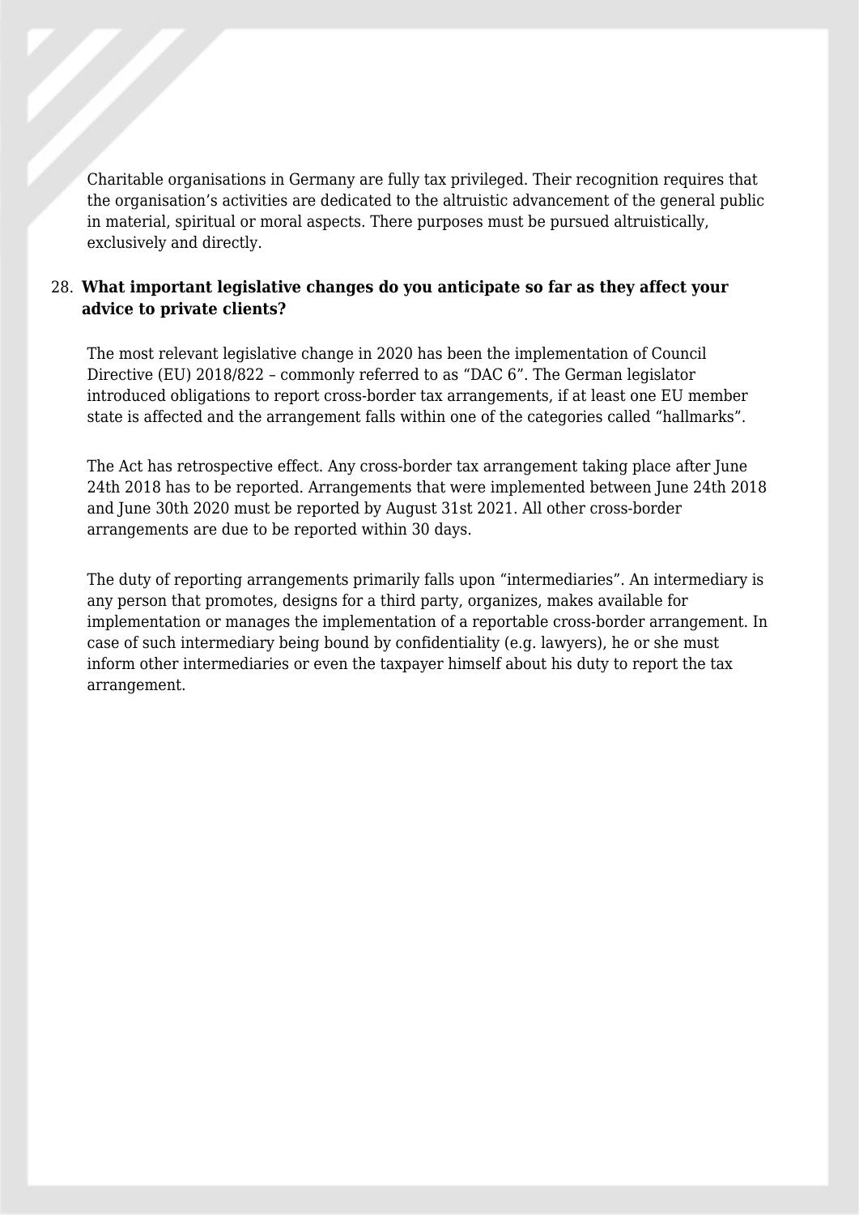Charitable organisations in Germany are fully tax privileged. Their recognition requires that the organisation's activities are dedicated to the altruistic advancement of the general public in material, spiritual or moral aspects. There purposes must be pursued altruistically, exclusively and directly.

28. **What important legislative changes do you anticipate so far as they affect your advice to private clients?**

The most relevant legislative change in 2020 has been the implementation of Council Directive (EU) 2018/822 – commonly referred to as "DAC 6". The German legislator introduced obligations to report cross-border tax arrangements, if at least one EU member state is affected and the arrangement falls within one of the categories called "hallmarks".

The Act has retrospective effect. Any cross-border tax arrangement taking place after June 24th 2018 has to be reported. Arrangements that were implemented between June 24th 2018 and June 30th 2020 must be reported by August 31st 2021. All other cross-border arrangements are due to be reported within 30 days.

The duty of reporting arrangements primarily falls upon "intermediaries". An intermediary is any person that promotes, designs for a third party, organizes, makes available for implementation or manages the implementation of a reportable cross-border arrangement. In case of such intermediary being bound by confidentiality (e.g. lawyers), he or she must inform other intermediaries or even the taxpayer himself about his duty to report the tax arrangement.